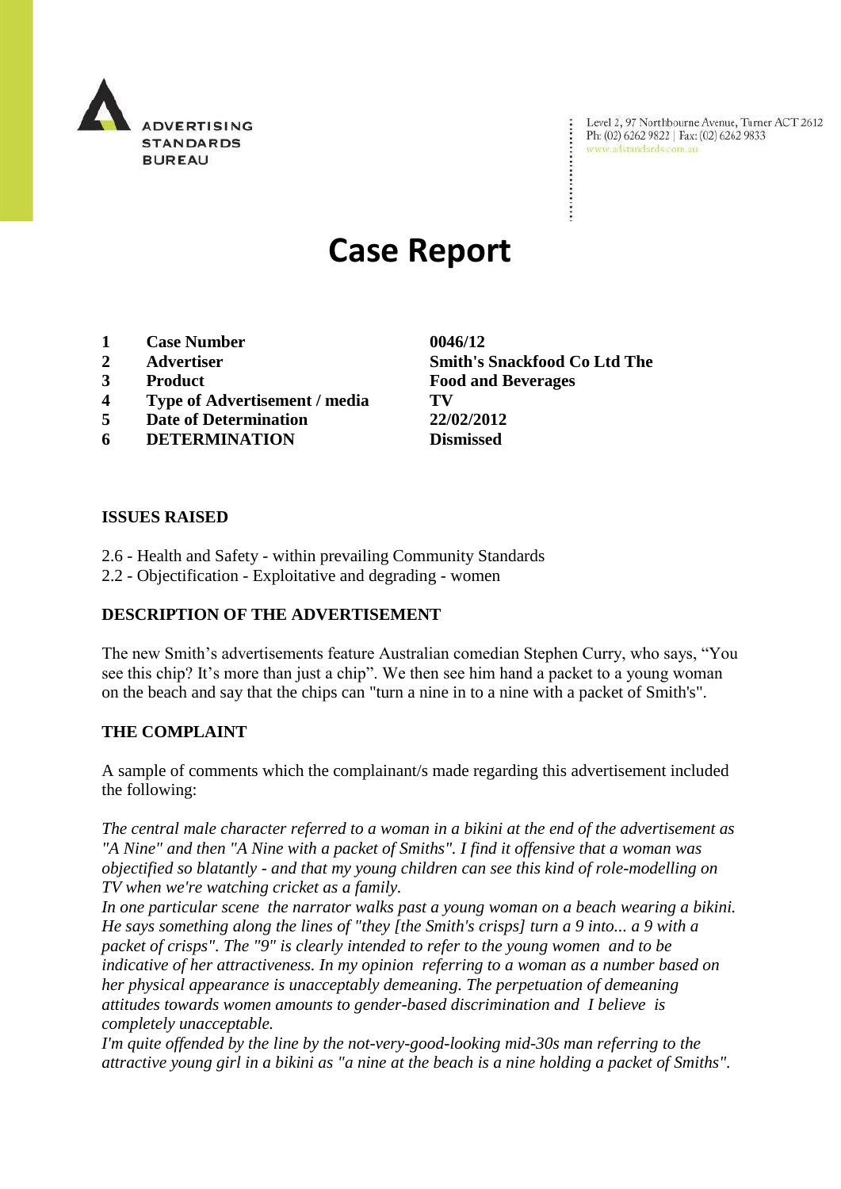ADVERTISING STANDARDS BUREAU

Level 2, 97 Northbourne Avenue, Turner ACT 2612
Ph: (02) 6262 9822 | Fax: (02) 6262 9833
www.adstandards.com.au

# Case Report

| | | |
|---|---|---|
| 1 | **Case Number** | **0046/12** |
| 2 | **Advertiser** | **Smith's Snackfood Co Ltd The** |
| 3 | **Product** | **Food and Beverages** |
| 4 | **Type of Advertisement / media** | **TV** |
| 5 | **Date of Determination** | **22/02/2012** |
| 6 | **DETERMINATION** | **Dismissed** |

## ISSUES RAISED

2.6 - Health and Safety - within prevailing Community Standards
2.2 - Objectification - Exploitative and degrading - women

## DESCRIPTION OF THE ADVERTISEMENT

The new Smith's advertisements feature Australian comedian Stephen Curry, who says, "You see this chip? It's more than just a chip". We then see him hand a packet to a young woman on the beach and say that the chips can "turn a nine in to a nine with a packet of Smith's".

## THE COMPLAINT

A sample of comments which the complainant/s made regarding this advertisement included the following:

*The central male character referred to a woman in a bikini at the end of the advertisement as "A Nine" and then "A Nine with a packet of Smiths". I find it offensive that a woman was objectified so blatantly - and that my young children can see this kind of role-modelling on TV when we're watching cricket as a family.*

*In one particular scene the narrator walks past a young woman on a beach wearing a bikini. He says something along the lines of "they [the Smith's crisps] turn a 9 into... a 9 with a packet of crisps". The "9" is clearly intended to refer to the young women and to be indicative of her attractiveness. In my opinion referring to a woman as a number based on her physical appearance is unacceptably demeaning. The perpetuation of demeaning attitudes towards women amounts to gender-based discrimination and I believe is completely unacceptable.*

*I'm quite offended by the line by the not-very-good-looking mid-30s man referring to the attractive young girl in a bikini as "a nine at the beach is a nine holding a packet of Smiths".*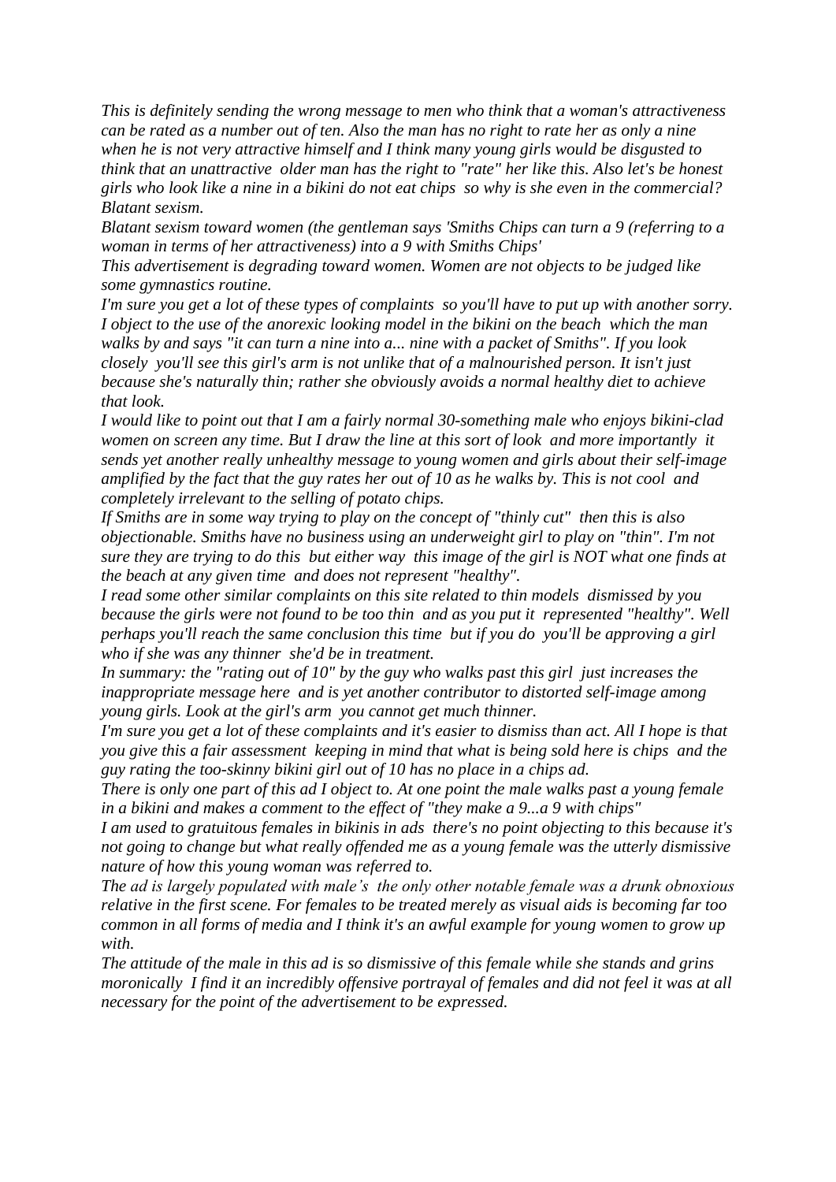*This is definitely sending the wrong message to men who think that a woman's attractiveness can be rated as a number out of ten. Also the man has no right to rate her as only a nine when he is not very attractive himself and I think many young girls would be disgusted to think that an unattractive older man has the right to "rate" her like this. Also let's be honest girls who look like a nine in a bikini do not eat chips so why is she even in the commercial? Blatant sexism.*

*Blatant sexism toward women (the gentleman says 'Smiths Chips can turn a 9 (referring to a woman in terms of her attractiveness) into a 9 with Smiths Chips'*

*This advertisement is degrading toward women. Women are not objects to be judged like some gymnastics routine.*

*I'm sure you get a lot of these types of complaints so you'll have to put up with another sorry. I object to the use of the anorexic looking model in the bikini on the beach which the man walks by and says "it can turn a nine into a... nine with a packet of Smiths". If you look closely you'll see this girl's arm is not unlike that of a malnourished person. It isn't just because she's naturally thin; rather she obviously avoids a normal healthy diet to achieve that look.*

*I would like to point out that I am a fairly normal 30-something male who enjoys bikini-clad women on screen any time. But I draw the line at this sort of look and more importantly it sends yet another really unhealthy message to young women and girls about their self-image amplified by the fact that the guy rates her out of 10 as he walks by. This is not cool and completely irrelevant to the selling of potato chips.*

*If Smiths are in some way trying to play on the concept of "thinly cut" then this is also objectionable. Smiths have no business using an underweight girl to play on "thin". I'm not sure they are trying to do this but either way this image of the girl is NOT what one finds at the beach at any given time and does not represent "healthy".*

*I read some other similar complaints on this site related to thin models dismissed by you because the girls were not found to be too thin and as you put it represented "healthy". Well perhaps you'll reach the same conclusion this time but if you do you'll be approving a girl who if she was any thinner she'd be in treatment.*

*In summary: the "rating out of 10" by the guy who walks past this girl just increases the inappropriate message here and is yet another contributor to distorted self-image among young girls. Look at the girl's arm you cannot get much thinner.*

*I'm sure you get a lot of these complaints and it's easier to dismiss than act. All I hope is that you give this a fair assessment keeping in mind that what is being sold here is chips and the guy rating the too-skinny bikini girl out of 10 has no place in a chips ad.*

*There is only one part of this ad I object to. At one point the male walks past a young female in a bikini and makes a comment to the effect of "they make a 9...a 9 with chips"*

*I am used to gratuitous females in bikinis in ads there's no point objecting to this because it's not going to change but what really offended me as a young female was the utterly dismissive nature of how this young woman was referred to.*

*The ad is largely populated with male's the only other notable female was a drunk obnoxious relative in the first scene. For females to be treated merely as visual aids is becoming far too common in all forms of media and I think it's an awful example for young women to grow up with.*

*The attitude of the male in this ad is so dismissive of this female while she stands and grins moronically I find it an incredibly offensive portrayal of females and did not feel it was at all necessary for the point of the advertisement to be expressed.*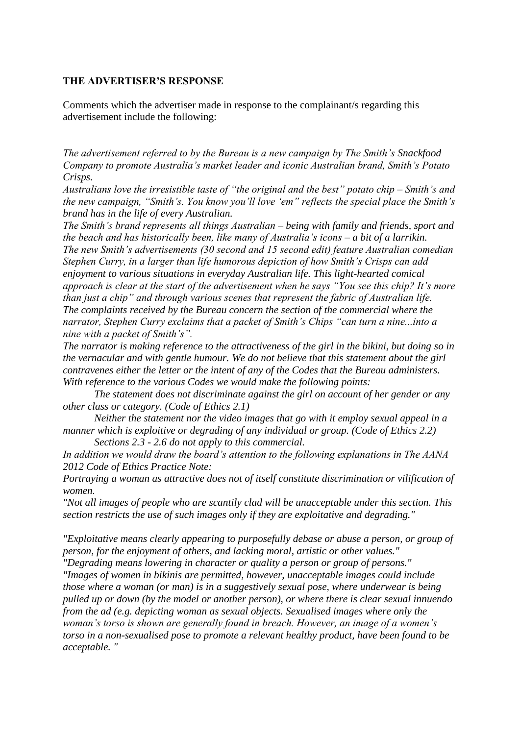**THE ADVERTISER'S RESPONSE**

Comments which the advertiser made in response to the complainant/s regarding this advertisement include the following:

*The advertisement referred to by the Bureau is a new campaign by The Smith's Snackfood Company to promote Australia's market leader and iconic Australian brand, Smith's Potato Crisps.*

*Australians love the irresistible taste of "the original and the best" potato chip – Smith's and the new campaign, "Smith's. You know you'll love 'em" reflects the special place the Smith's brand has in the life of every Australian.*

*The Smith's brand represents all things Australian – being with family and friends, sport and the beach and has historically been, like many of Australia's icons – a bit of a larrikin.*

*The new Smith's advertisements (30 second and 15 second edit) feature Australian comedian Stephen Curry, in a larger than life humorous depiction of how Smith's Crisps can add enjoyment to various situations in everyday Australian life. This light-hearted comical approach is clear at the start of the advertisement when he says "You see this chip? It's more than just a chip" and through various scenes that represent the fabric of Australian life.*

*The complaints received by the Bureau concern the section of the commercial where the narrator, Stephen Curry exclaims that a packet of Smith's Chips "can turn a nine...into a nine with a packet of Smith's".*

*The narrator is making reference to the attractiveness of the girl in the bikini, but doing so in the vernacular and with gentle humour. We do not believe that this statement about the girl contravenes either the letter or the intent of any of the Codes that the Bureau administers. With reference to the various Codes we would make the following points:*

*The statement does not discriminate against the girl on account of her gender or any other class or category. (Code of Ethics 2.1)*

*Neither the statement nor the video images that go with it employ sexual appeal in a manner which is exploitive or degrading of any individual or group. (Code of Ethics 2.2)*

*Sections 2.3 - 2.6 do not apply to this commercial.*

*In addition we would draw the board's attention to the following explanations in The AANA 2012 Code of Ethics Practice Note:*

*Portraying a woman as attractive does not of itself constitute discrimination or vilification of women.*

*"Not all images of people who are scantily clad will be unacceptable under this section. This section restricts the use of such images only if they are exploitative and degrading."*

*"Exploitative means clearly appearing to purposefully debase or abuse a person, or group of person, for the enjoyment of others, and lacking moral, artistic or other values."*

*"Degrading means lowering in character or quality a person or group of persons."*

*"Images of women in bikinis are permitted, however, unacceptable images could include those where a woman (or man) is in a suggestively sexual pose, where underwear is being pulled up or down (by the model or another person), or where there is clear sexual innuendo from the ad (e.g. depicting woman as sexual objects. Sexualised images where only the woman's torso is shown are generally found in breach. However, an image of a women's torso in a non-sexualised pose to promote a relevant healthy product, have been found to be acceptable. "*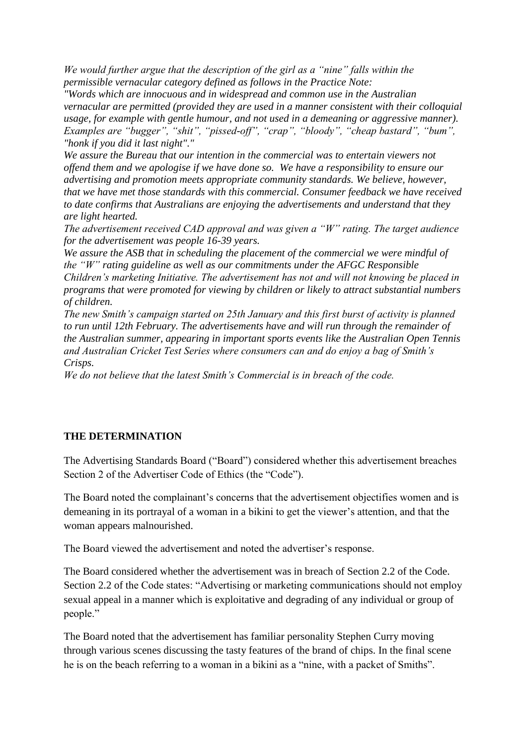*We would further argue that the description of the girl as a "nine" falls within the permissible vernacular category defined as follows in the Practice Note:*
*"Words which are innocuous and in widespread and common use in the Australian vernacular are permitted (provided they are used in a manner consistent with their colloquial usage, for example with gentle humour, and not used in a demeaning or aggressive manner). Examples are "bugger", "shit", "pissed-off", "crap", "bloody", "cheap bastard", "bum", "honk if you did it last night"."*
*We assure the Bureau that our intention in the commercial was to entertain viewers not offend them and we apologise if we have done so. We have a responsibility to ensure our advertising and promotion meets appropriate community standards. We believe, however, that we have met those standards with this commercial. Consumer feedback we have received to date confirms that Australians are enjoying the advertisements and understand that they are light hearted.*
*The advertisement received CAD approval and was given a "W" rating. The target audience for the advertisement was people 16-39 years.*
*We assure the ASB that in scheduling the placement of the commercial we were mindful of the "W" rating guideline as well as our commitments under the AFGC Responsible Children's marketing Initiative. The advertisement has not and will not knowing be placed in programs that were promoted for viewing by children or likely to attract substantial numbers of children.*
*The new Smith's campaign started on 25th January and this first burst of activity is planned to run until 12th February. The advertisements have and will run through the remainder of the Australian summer, appearing in important sports events like the Australian Open Tennis and Australian Cricket Test Series where consumers can and do enjoy a bag of Smith's Crisps.*
*We do not believe that the latest Smith's Commercial is in breach of the code.*

**THE DETERMINATION**

The Advertising Standards Board ("Board") considered whether this advertisement breaches Section 2 of the Advertiser Code of Ethics (the "Code").

The Board noted the complainant's concerns that the advertisement objectifies women and is demeaning in its portrayal of a woman in a bikini to get the viewer's attention, and that the woman appears malnourished.

The Board viewed the advertisement and noted the advertiser's response.

The Board considered whether the advertisement was in breach of Section 2.2 of the Code. Section 2.2 of the Code states: "Advertising or marketing communications should not employ sexual appeal in a manner which is exploitative and degrading of any individual or group of people."

The Board noted that the advertisement has familiar personality Stephen Curry moving through various scenes discussing the tasty features of the brand of chips. In the final scene he is on the beach referring to a woman in a bikini as a "nine, with a packet of Smiths".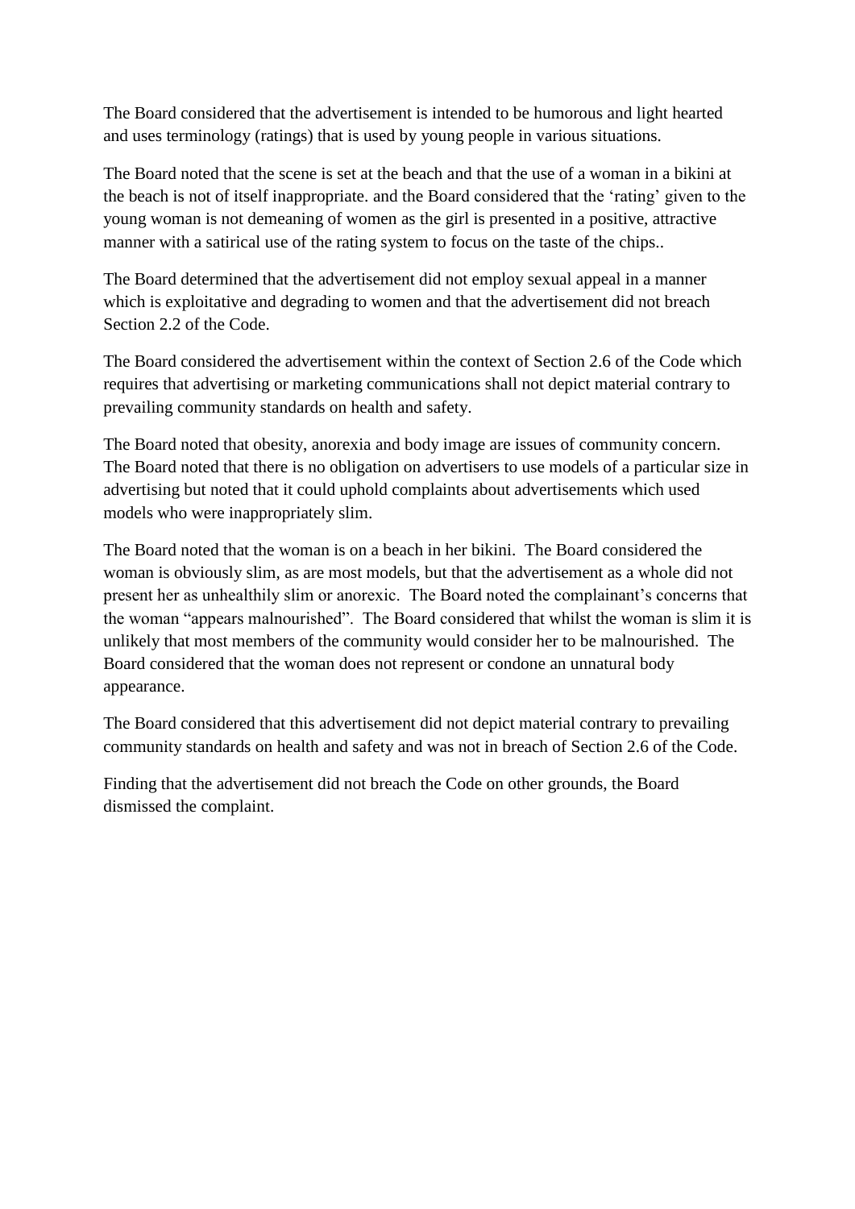The Board considered that the advertisement is intended to be humorous and light hearted and uses terminology (ratings) that is used by young people in various situations.

The Board noted that the scene is set at the beach and that the use of a woman in a bikini at the beach is not of itself inappropriate. and the Board considered that the 'rating' given to the young woman is not demeaning of women as the girl is presented in a positive, attractive manner with a satirical use of the rating system to focus on the taste of the chips..

The Board determined that the advertisement did not employ sexual appeal in a manner which is exploitative and degrading to women and that the advertisement did not breach Section 2.2 of the Code.

The Board considered the advertisement within the context of Section 2.6 of the Code which requires that advertising or marketing communications shall not depict material contrary to prevailing community standards on health and safety.

The Board noted that obesity, anorexia and body image are issues of community concern. The Board noted that there is no obligation on advertisers to use models of a particular size in advertising but noted that it could uphold complaints about advertisements which used models who were inappropriately slim.

The Board noted that the woman is on a beach in her bikini. The Board considered the woman is obviously slim, as are most models, but that the advertisement as a whole did not present her as unhealthily slim or anorexic. The Board noted the complainant's concerns that the woman "appears malnourished". The Board considered that whilst the woman is slim it is unlikely that most members of the community would consider her to be malnourished. The Board considered that the woman does not represent or condone an unnatural body appearance.

The Board considered that this advertisement did not depict material contrary to prevailing community standards on health and safety and was not in breach of Section 2.6 of the Code.

Finding that the advertisement did not breach the Code on other grounds, the Board dismissed the complaint.